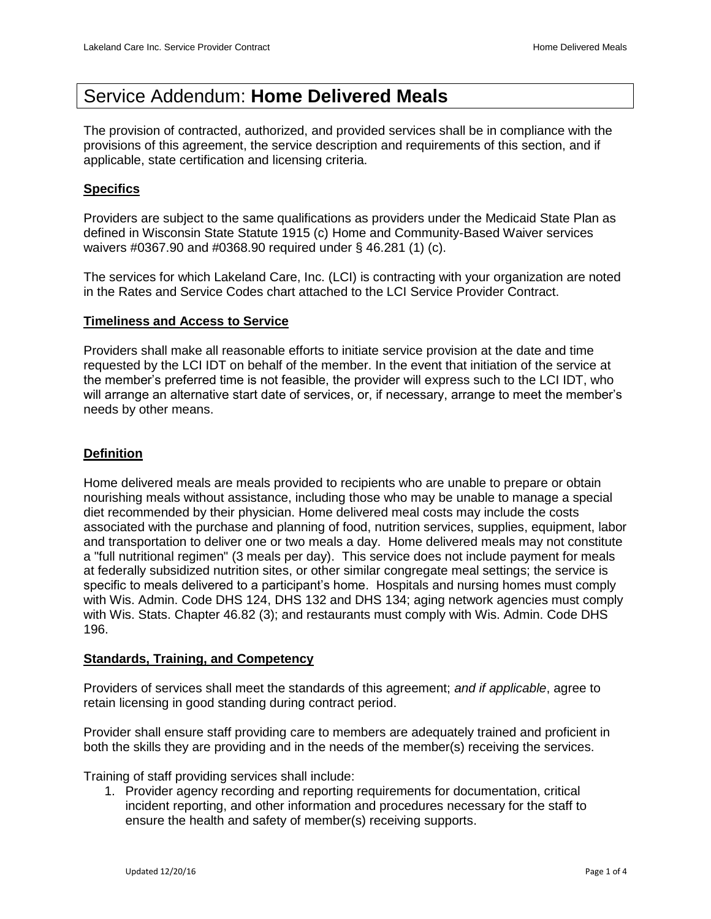# Service Addendum: **Home Delivered Meals**

The provision of contracted, authorized, and provided services shall be in compliance with the provisions of this agreement, the service description and requirements of this section, and if applicable, state certification and licensing criteria.

## **Specifics**

Providers are subject to the same qualifications as providers under the Medicaid State Plan as defined in Wisconsin State Statute 1915 (c) Home and Community-Based Waiver services waivers #0367.90 and #0368.90 required under § 46.281 (1) (c).

The services for which Lakeland Care, Inc. (LCI) is contracting with your organization are noted in the Rates and Service Codes chart attached to the LCI Service Provider Contract.

## **Timeliness and Access to Service**

Providers shall make all reasonable efforts to initiate service provision at the date and time requested by the LCI IDT on behalf of the member. In the event that initiation of the service at the member's preferred time is not feasible, the provider will express such to the LCI IDT, who will arrange an alternative start date of services, or, if necessary, arrange to meet the member's needs by other means.

## **Definition**

Home delivered meals are meals provided to recipients who are unable to prepare or obtain nourishing meals without assistance, including those who may be unable to manage a special diet recommended by their physician. Home delivered meal costs may include the costs associated with the purchase and planning of food, nutrition services, supplies, equipment, labor and transportation to deliver one or two meals a day. Home delivered meals may not constitute a "full nutritional regimen" (3 meals per day). This service does not include payment for meals at federally subsidized nutrition sites, or other similar congregate meal settings; the service is specific to meals delivered to a participant's home. Hospitals and nursing homes must comply with Wis. Admin. Code DHS 124, DHS 132 and DHS 134; aging network agencies must comply with Wis. Stats. Chapter 46.82 (3); and restaurants must comply with Wis. Admin. Code DHS 196.

## **Standards, Training, and Competency**

Providers of services shall meet the standards of this agreement; *and if applicable*, agree to retain licensing in good standing during contract period.

Provider shall ensure staff providing care to members are adequately trained and proficient in both the skills they are providing and in the needs of the member(s) receiving the services.

Training of staff providing services shall include:

1. Provider agency recording and reporting requirements for documentation, critical incident reporting, and other information and procedures necessary for the staff to ensure the health and safety of member(s) receiving supports.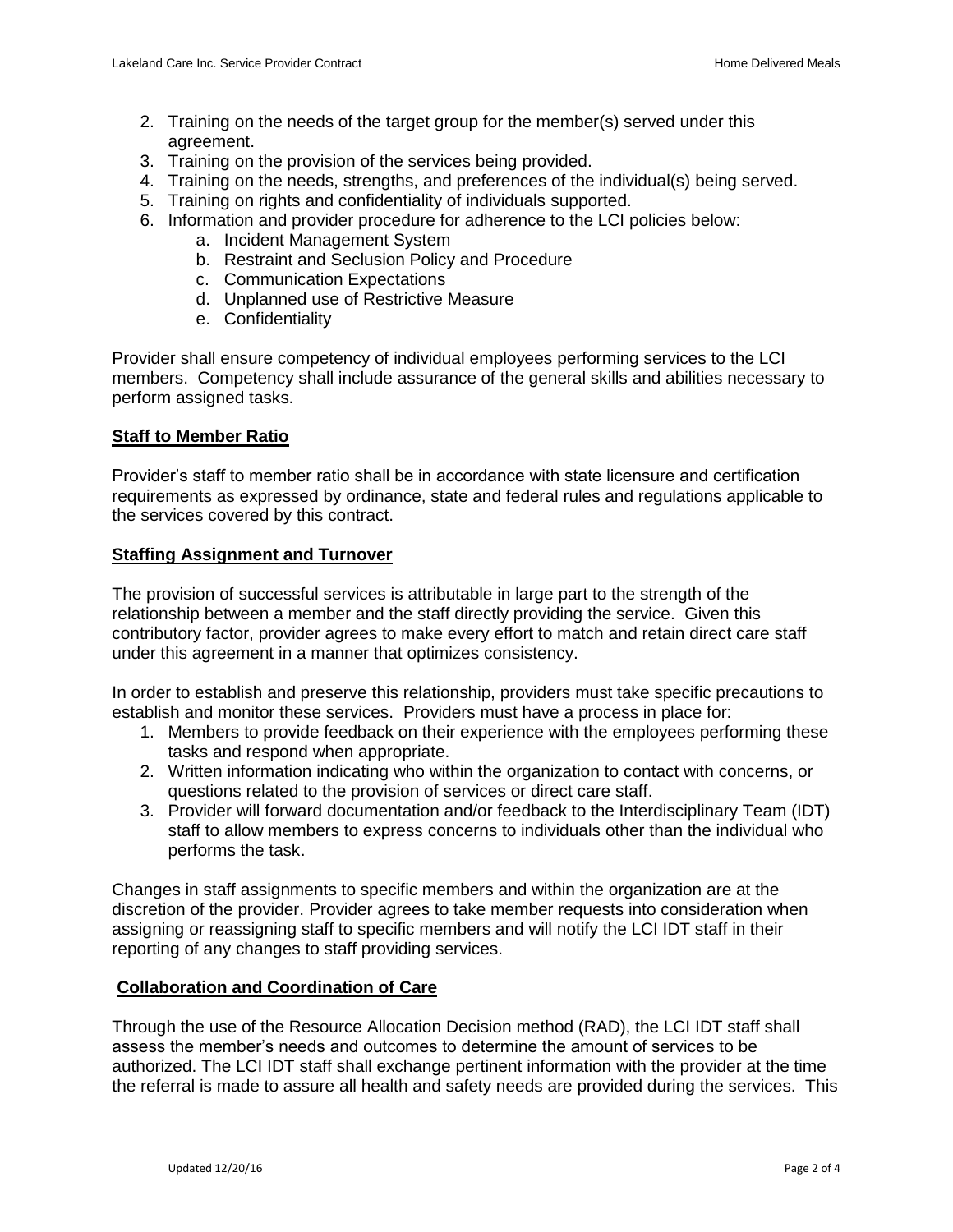2. Training on the needs of the target group for the member(s) served under this agreement.
3. Training on the provision of the services being provided.
4. Training on the needs, strengths, and preferences of the individual(s) being served.
5. Training on rights and confidentiality of individuals supported.
6. Information and provider procedure for adherence to the LCI policies below:
    a. Incident Management System
    b. Restraint and Seclusion Policy and Procedure
    c. Communication Expectations
    d. Unplanned use of Restrictive Measure
    e. Confidentiality

Provider shall ensure competency of individual employees performing services to the LCI members. Competency shall include assurance of the general skills and abilities necessary to perform assigned tasks.

**Staff to Member Ratio**

Provider's staff to member ratio shall be in accordance with state licensure and certification requirements as expressed by ordinance, state and federal rules and regulations applicable to the services covered by this contract.

**Staffing Assignment and Turnover**

The provision of successful services is attributable in large part to the strength of the relationship between a member and the staff directly providing the service. Given this contributory factor, provider agrees to make every effort to match and retain direct care staff under this agreement in a manner that optimizes consistency.

In order to establish and preserve this relationship, providers must take specific precautions to establish and monitor these services. Providers must have a process in place for:

1. Members to provide feedback on their experience with the employees performing these tasks and respond when appropriate.
2. Written information indicating who within the organization to contact with concerns, or questions related to the provision of services or direct care staff.
3. Provider will forward documentation and/or feedback to the Interdisciplinary Team (IDT) staff to allow members to express concerns to individuals other than the individual who performs the task.

Changes in staff assignments to specific members and within the organization are at the discretion of the provider. Provider agrees to take member requests into consideration when assigning or reassigning staff to specific members and will notify the LCI IDT staff in their reporting of any changes to staff providing services.

**Collaboration and Coordination of Care**

Through the use of the Resource Allocation Decision method (RAD), the LCI IDT staff shall assess the member's needs and outcomes to determine the amount of services to be authorized. The LCI IDT staff shall exchange pertinent information with the provider at the time the referral is made to assure all health and safety needs are provided during the services. This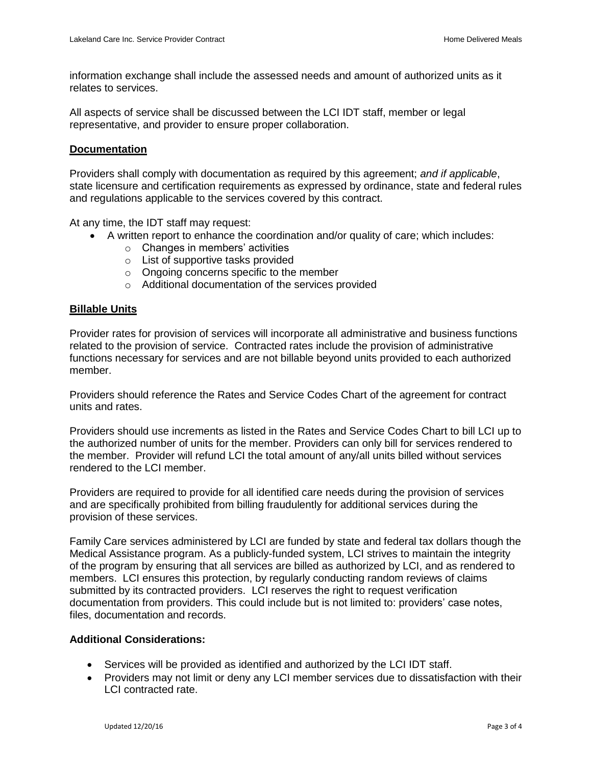information exchange shall include the assessed needs and amount of authorized units as it relates to services.

All aspects of service shall be discussed between the LCI IDT staff, member or legal representative, and provider to ensure proper collaboration.

## Documentation

Providers shall comply with documentation as required by this agreement; *and if applicable*, state licensure and certification requirements as expressed by ordinance, state and federal rules and regulations applicable to the services covered by this contract.

At any time, the IDT staff may request:

- A written report to enhance the coordination and/or quality of care; which includes:
    - Changes in members' activities
    - List of supportive tasks provided
    - Ongoing concerns specific to the member
    - Additional documentation of the services provided

## Billable Units

Provider rates for provision of services will incorporate all administrative and business functions related to the provision of service. Contracted rates include the provision of administrative functions necessary for services and are not billable beyond units provided to each authorized member.

Providers should reference the Rates and Service Codes Chart of the agreement for contract units and rates.

Providers should use increments as listed in the Rates and Service Codes Chart to bill LCI up to the authorized number of units for the member. Providers can only bill for services rendered to the member. Provider will refund LCI the total amount of any/all units billed without services rendered to the LCI member.

Providers are required to provide for all identified care needs during the provision of services and are specifically prohibited from billing fraudulently for additional services during the provision of these services.

Family Care services administered by LCI are funded by state and federal tax dollars though the Medical Assistance program. As a publicly-funded system, LCI strives to maintain the integrity of the program by ensuring that all services are billed as authorized by LCI, and as rendered to members. LCI ensures this protection, by regularly conducting random reviews of claims submitted by its contracted providers. LCI reserves the right to request verification documentation from providers. This could include but is not limited to: providers' case notes, files, documentation and records.

**Additional Considerations:**

- Services will be provided as identified and authorized by the LCI IDT staff.
- Providers may not limit or deny any LCI member services due to dissatisfaction with their LCI contracted rate.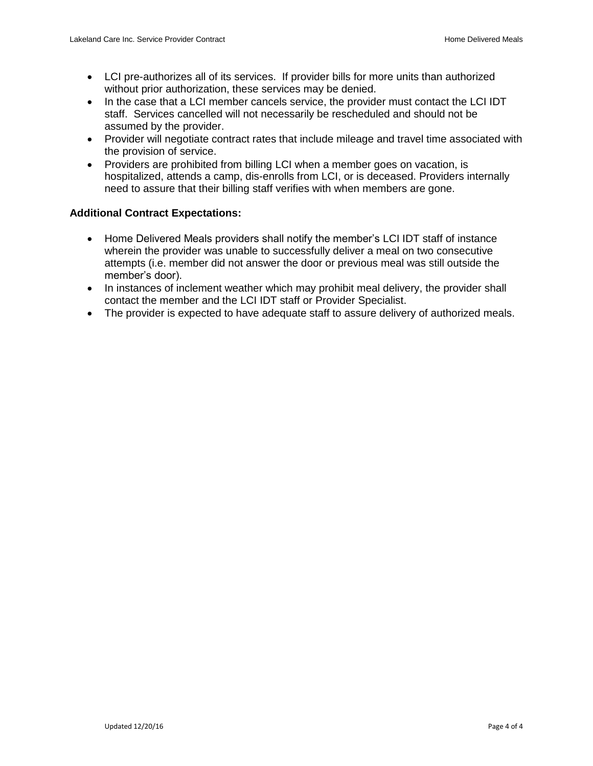- LCI pre-authorizes all of its services. If provider bills for more units than authorized without prior authorization, these services may be denied.
- In the case that a LCI member cancels service, the provider must contact the LCI IDT staff. Services cancelled will not necessarily be rescheduled and should not be assumed by the provider.
- Provider will negotiate contract rates that include mileage and travel time associated with the provision of service.
- Providers are prohibited from billing LCI when a member goes on vacation, is hospitalized, attends a camp, dis-enrolls from LCI, or is deceased. Providers internally need to assure that their billing staff verifies with when members are gone.

**Additional Contract Expectations:**

- Home Delivered Meals providers shall notify the member's LCI IDT staff of instance wherein the provider was unable to successfully deliver a meal on two consecutive attempts (i.e. member did not answer the door or previous meal was still outside the member's door).
- In instances of inclement weather which may prohibit meal delivery, the provider shall contact the member and the LCI IDT staff or Provider Specialist.
- The provider is expected to have adequate staff to assure delivery of authorized meals.